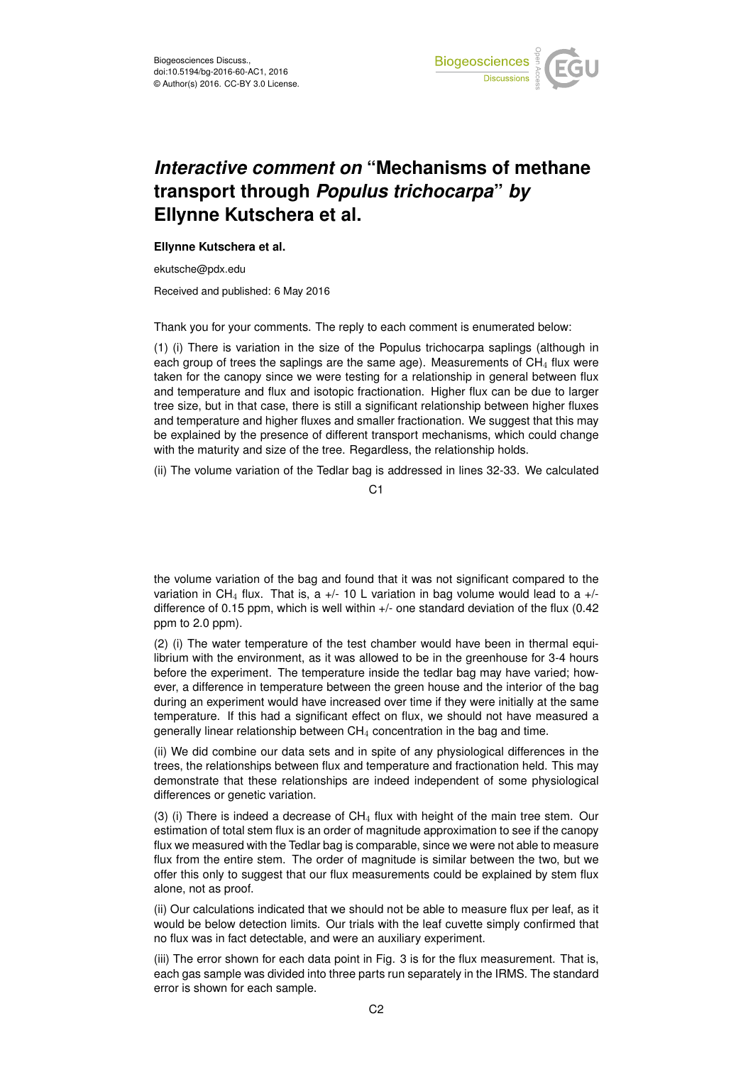# *Interactive comment on* "Mechanisms of methane transport through *Populus trichocarpa*" *by* Ellynne Kutschera et al.

**Ellynne Kutschera et al.**

ekutsche@pdx.edu

Received and published: 6 May 2016

Thank you for your comments. The reply to each comment is enumerated below:

(1) (i) There is variation in the size of the Populus trichocarpa saplings (although in each group of trees the saplings are the same age). Measurements of $CH_4$ flux were taken for the canopy since we were testing for a relationship in general between flux and temperature and flux and isotopic fractionation. Higher flux can be due to larger tree size, but in that case, there is still a significant relationship between higher fluxes and temperature and higher fluxes and smaller fractionation. We suggest that this may be explained by the presence of different transport mechanisms, which could change with the maturity and size of the tree. Regardless, the relationship holds.

(ii) The volume variation of the Tedlar bag is addressed in lines 32-33. We calculated the volume variation of the bag and found that it was not significant compared to the variation in $CH_4$ flux. That is, a +/- 10 L variation in bag volume would lead to a +/- difference of 0.15 ppm, which is well within +/- one standard deviation of the flux (0.42 ppm to 2.0 ppm).

(2) (i) The water temperature of the test chamber would have been in thermal equilibrium with the environment, as it was allowed to be in the greenhouse for 3-4 hours before the experiment. The temperature inside the tedlar bag may have varied; however, a difference in temperature between the green house and the interior of the bag during an experiment would have increased over time if they were initially at the same temperature. If this had a significant effect on flux, we should not have measured a generally linear relationship between $CH_4$ concentration in the bag and time.

(ii) We did combine our data sets and in spite of any physiological differences in the trees, the relationships between flux and temperature and fractionation held. This may demonstrate that these relationships are indeed independent of some physiological differences or genetic variation.

(3) (i) There is indeed a decrease of $CH_4$ flux with height of the main tree stem. Our estimation of total stem flux is an order of magnitude approximation to see if the canopy flux we measured with the Tedlar bag is comparable, since we were not able to measure flux from the entire stem. The order of magnitude is similar between the two, but we offer this only to suggest that our flux measurements could be explained by stem flux alone, not as proof.

(ii) Our calculations indicated that we should not be able to measure flux per leaf, as it would be below detection limits. Our trials with the leaf cuvette simply confirmed that no flux was in fact detectable, and were an auxiliary experiment.

(iii) The error shown for each data point in Fig. 3 is for the flux measurement. That is, each gas sample was divided into three parts run separately in the IRMS. The standard error is shown for each sample.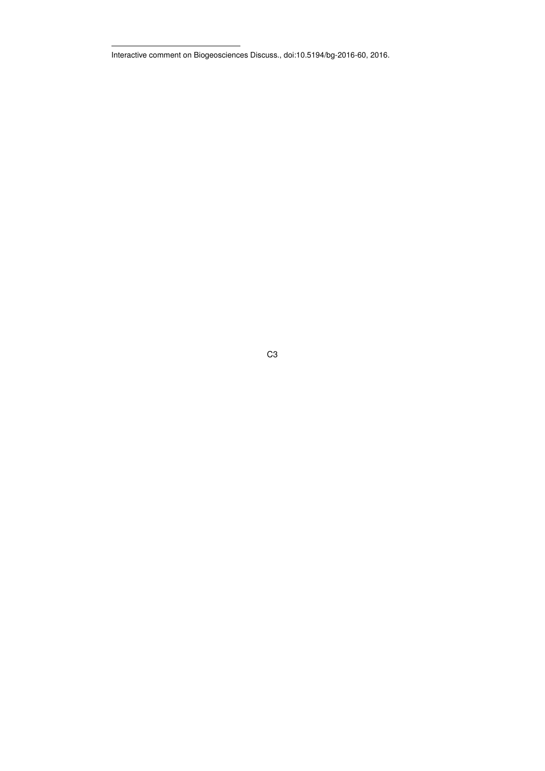Interactive comment on Biogeosciences Discuss., doi:10.5194/bg-2016-60, 2016.